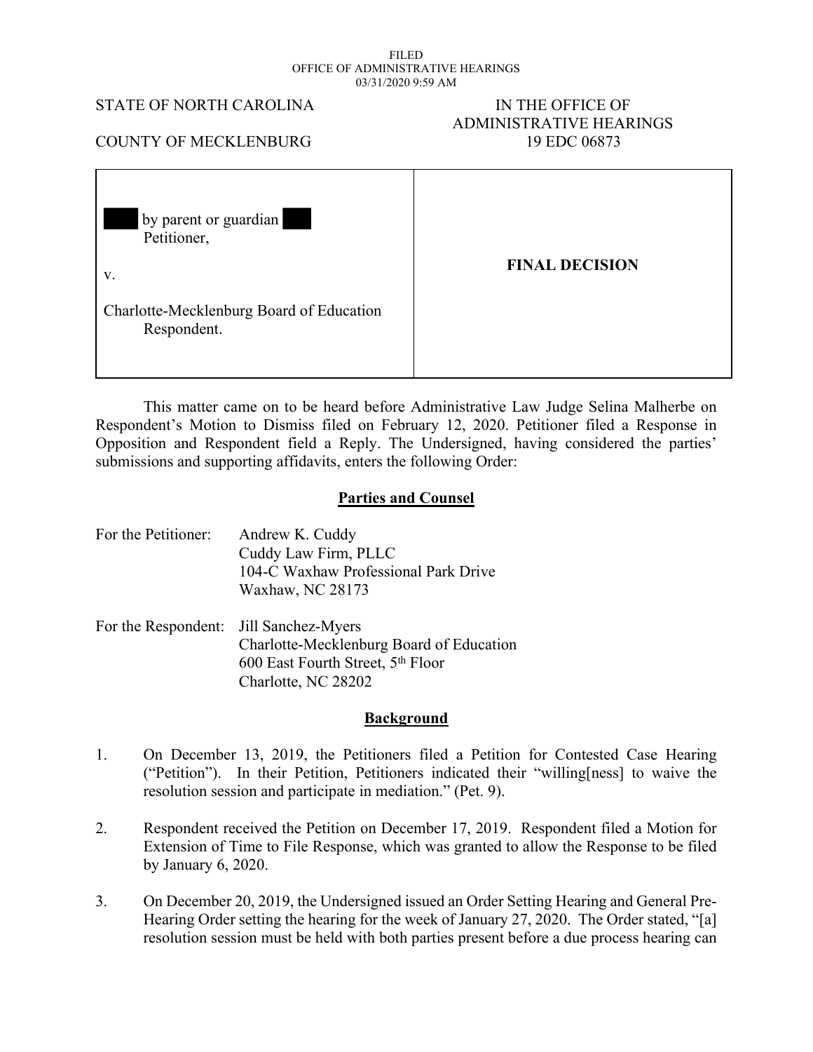FILED
OFFICE OF ADMINISTRATIVE HEARINGS
03/31/2020 9:59 AM

STATE OF NORTH CAROLINA

COUNTY OF MECKLENBURG

IN THE OFFICE OF
ADMINISTRATIVE HEARINGS
19 EDC 06873

| | |
|---|---|
| ███ by parent or guardian ███<br>Petitioner,<br><br>v.<br><br>Charlotte-Mecklenburg Board of Education<br>Respondent. | **FINAL DECISION** |

This matter came on to be heard before Administrative Law Judge Selina Malherbe on Respondent's Motion to Dismiss filed on February 12, 2020. Petitioner filed a Response in Opposition and Respondent field a Reply. The Undersigned, having considered the parties' submissions and supporting affidavits, enters the following Order:

## Parties and Counsel

For the Petitioner: Andrew K. Cuddy
Cuddy Law Firm, PLLC
104-C Waxhaw Professional Park Drive
Waxhaw, NC 28173

For the Respondent: Jill Sanchez-Myers
Charlotte-Mecklenburg Board of Education
600 East Fourth Street, 5th Floor
Charlotte, NC 28202

## Background

1. On December 13, 2019, the Petitioners filed a Petition for Contested Case Hearing ("Petition"). In their Petition, Petitioners indicated their "willing[ness] to waive the resolution session and participate in mediation." (Pet. 9).

2. Respondent received the Petition on December 17, 2019. Respondent filed a Motion for Extension of Time to File Response, which was granted to allow the Response to be filed by January 6, 2020.

3. On December 20, 2019, the Undersigned issued an Order Setting Hearing and General Pre-Hearing Order setting the hearing for the week of January 27, 2020. The Order stated, "[a] resolution session must be held with both parties present before a due process hearing can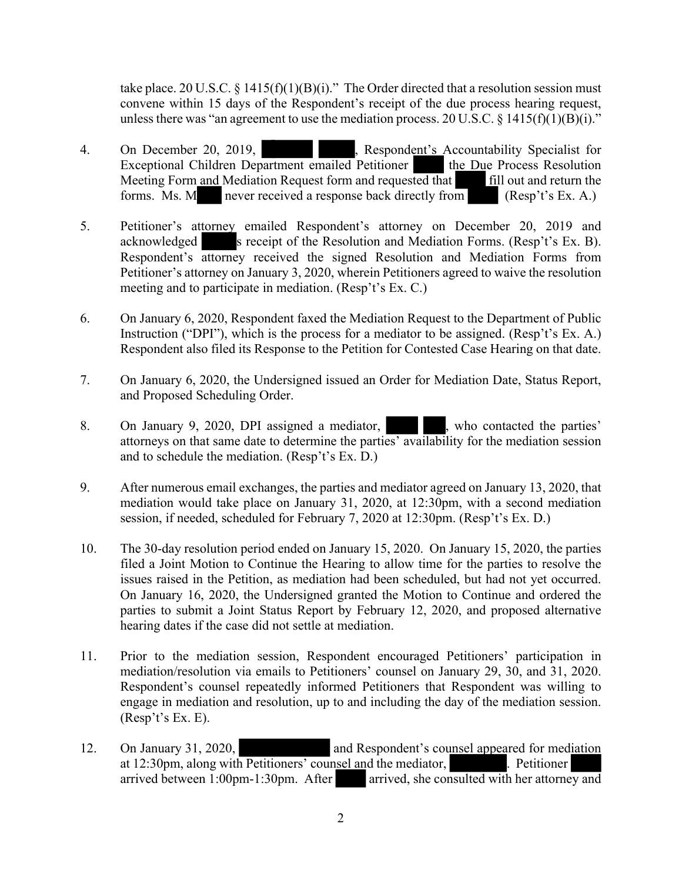take place. 20 U.S.C. § 1415(f)(1)(B)(i)." The Order directed that a resolution session must convene within 15 days of the Respondent's receipt of the due process hearing request, unless there was "an agreement to use the mediation process. 20 U.S.C. § 1415(f)(1)(B)(i)."

4. On December 20, 2019, ██████ ████, Respondent's Accountability Specialist for Exceptional Children Department emailed Petitioner ████ the Due Process Resolution Meeting Form and Mediation Request form and requested that ████ fill out and return the forms. Ms. M███ never received a response back directly from ████. (Resp't's Ex. A.)

5. Petitioner's attorney emailed Respondent's attorney on December 20, 2019 and acknowledged ████'s receipt of the Resolution and Mediation Forms. (Resp't's Ex. B). Respondent's attorney received the signed Resolution and Mediation Forms from Petitioner's attorney on January 3, 2020, wherein Petitioners agreed to waive the resolution meeting and to participate in mediation. (Resp't's Ex. C.)

6. On January 6, 2020, Respondent faxed the Mediation Request to the Department of Public Instruction ("DPI"), which is the process for a mediator to be assigned. (Resp't's Ex. A.) Respondent also filed its Response to the Petition for Contested Case Hearing on that date.

7. On January 6, 2020, the Undersigned issued an Order for Mediation Date, Status Report, and Proposed Scheduling Order.

8. On January 9, 2020, DPI assigned a mediator, ████ ███, who contacted the parties' attorneys on that same date to determine the parties' availability for the mediation session and to schedule the mediation. (Resp't's Ex. D.)

9. After numerous email exchanges, the parties and mediator agreed on January 13, 2020, that mediation would take place on January 31, 2020, at 12:30pm, with a second mediation session, if needed, scheduled for February 7, 2020 at 12:30pm. (Resp't's Ex. D.)

10. The 30-day resolution period ended on January 15, 2020. On January 15, 2020, the parties filed a Joint Motion to Continue the Hearing to allow time for the parties to resolve the issues raised in the Petition, as mediation had been scheduled, but had not yet occurred. On January 16, 2020, the Undersigned granted the Motion to Continue and ordered the parties to submit a Joint Status Report by February 12, 2020, and proposed alternative hearing dates if the case did not settle at mediation.

11. Prior to the mediation session, Respondent encouraged Petitioners' participation in mediation/resolution via emails to Petitioners' counsel on January 29, 30, and 31, 2020. Respondent's counsel repeatedly informed Petitioners that Respondent was willing to engage in mediation and resolution, up to and including the day of the mediation session. (Resp't's Ex. E).

12. On January 31, 2020, ██████████ and Respondent's counsel appeared for mediation at 12:30pm, along with Petitioners' counsel and the mediator, ███████. Petitioner ████ arrived between 1:00pm-1:30pm. After ████ arrived, she consulted with her attorney and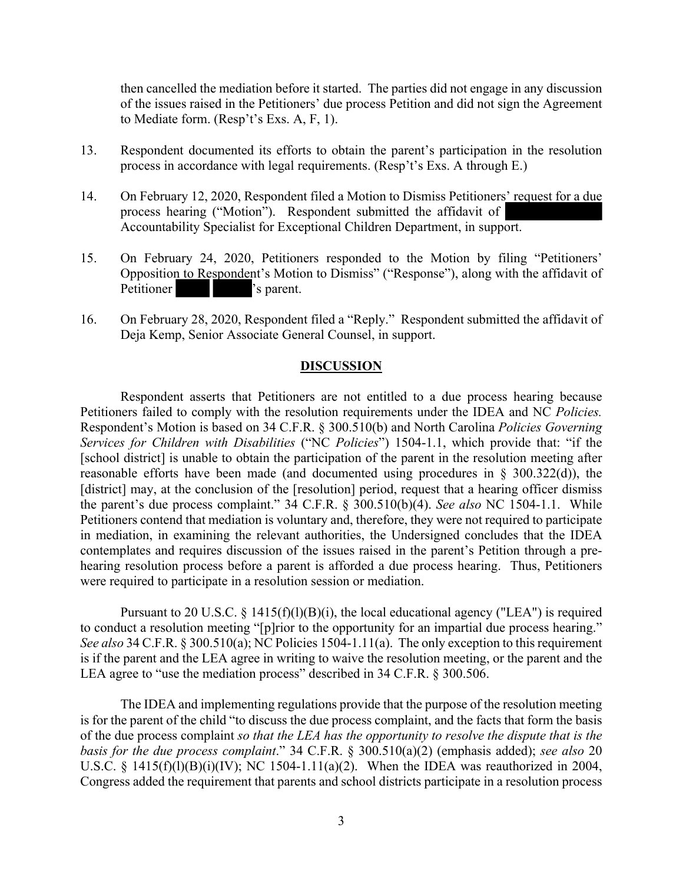then cancelled the mediation before it started. The parties did not engage in any discussion of the issues raised in the Petitioners' due process Petition and did not sign the Agreement to Mediate form. (Resp't's Exs. A, F, 1).

13. Respondent documented its efforts to obtain the parent's participation in the resolution process in accordance with legal requirements. (Resp't's Exs. A through E.)

14. On February 12, 2020, Respondent filed a Motion to Dismiss Petitioners' request for a due process hearing ("Motion"). Respondent submitted the affidavit of [REDACTED], Accountability Specialist for Exceptional Children Department, in support.

15. On February 24, 2020, Petitioners responded to the Motion by filing "Petitioners' Opposition to Respondent's Motion to Dismiss" ("Response"), along with the affidavit of Petitioner [REDACTED] [REDACTED]'s parent.

16. On February 28, 2020, Respondent filed a "Reply." Respondent submitted the affidavit of Deja Kemp, Senior Associate General Counsel, in support.

## DISCUSSION

Respondent asserts that Petitioners are not entitled to a due process hearing because Petitioners failed to comply with the resolution requirements under the IDEA and NC *Policies.* Respondent's Motion is based on 34 C.F.R. § 300.510(b) and North Carolina *Policies Governing Services for Children with Disabilities* ("NC *Policies*") 1504-1.1, which provide that: "if the [school district] is unable to obtain the participation of the parent in the resolution meeting after reasonable efforts have been made (and documented using procedures in § 300.322(d)), the [district] may, at the conclusion of the [resolution] period, request that a hearing officer dismiss the parent's due process complaint." 34 C.F.R. § 300.510(b)(4). *See also* NC 1504-1.1. While Petitioners contend that mediation is voluntary and, therefore, they were not required to participate in mediation, in examining the relevant authorities, the Undersigned concludes that the IDEA contemplates and requires discussion of the issues raised in the parent's Petition through a pre-hearing resolution process before a parent is afforded a due process hearing. Thus, Petitioners were required to participate in a resolution session or mediation.

Pursuant to 20 U.S.C. § 1415(f)(l)(B)(i), the local educational agency ("LEA") is required to conduct a resolution meeting "[p]rior to the opportunity for an impartial due process hearing." *See also* 34 C.F.R. § 300.510(a); NC Policies 1504-1.11(a). The only exception to this requirement is if the parent and the LEA agree in writing to waive the resolution meeting, or the parent and the LEA agree to "use the mediation process" described in 34 C.F.R. § 300.506.

The IDEA and implementing regulations provide that the purpose of the resolution meeting is for the parent of the child "to discuss the due process complaint, and the facts that form the basis of the due process complaint *so that the LEA has the opportunity to resolve the dispute that is the basis for the due process complaint*." 34 C.F.R. § 300.510(a)(2) (emphasis added); *see also* 20 U.S.C. § 1415(f)(l)(B)(i)(IV); NC 1504-1.11(a)(2). When the IDEA was reauthorized in 2004, Congress added the requirement that parents and school districts participate in a resolution process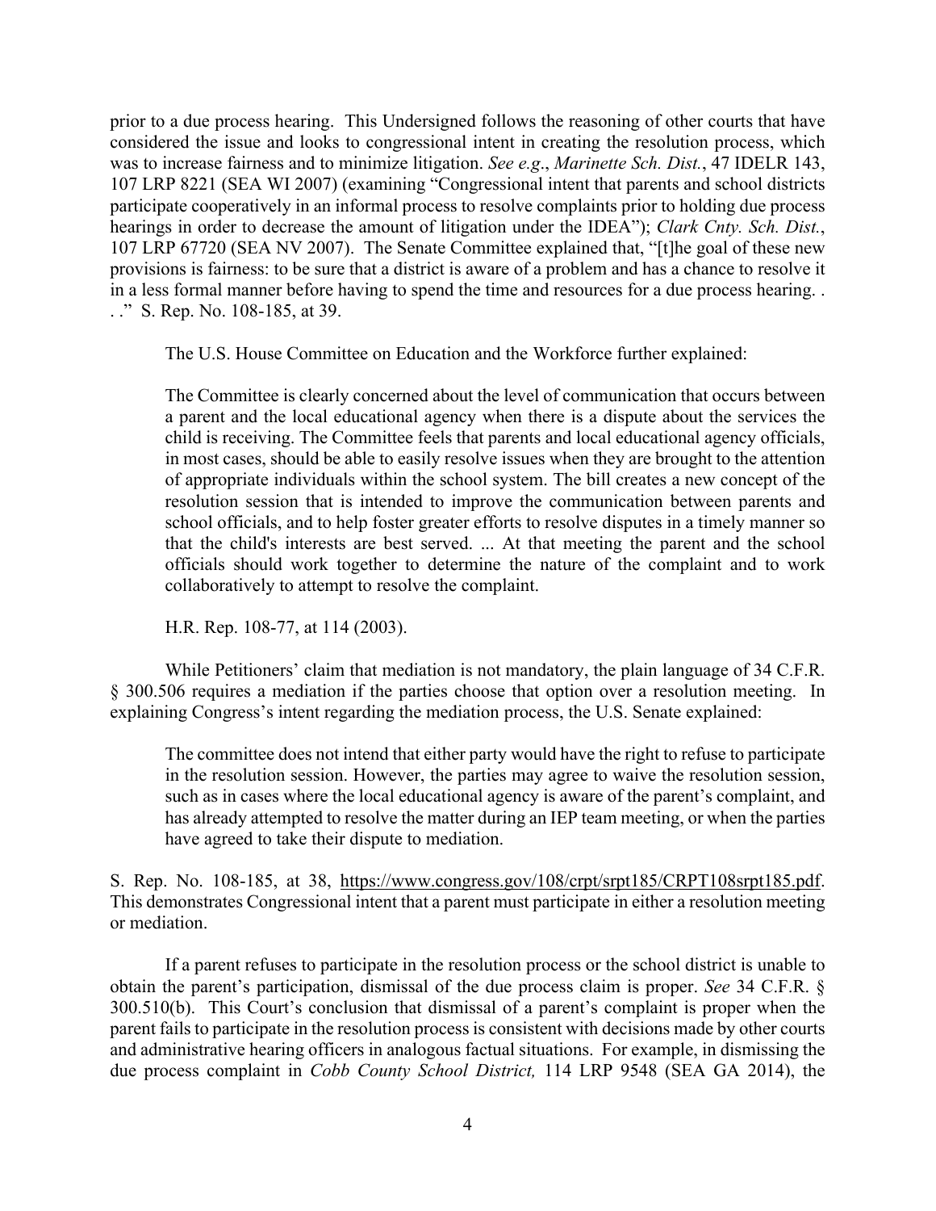prior to a due process hearing. This Undersigned follows the reasoning of other courts that have considered the issue and looks to congressional intent in creating the resolution process, which was to increase fairness and to minimize litigation. *See e.g*., *Marinette Sch. Dist.*, 47 IDELR 143, 107 LRP 8221 (SEA WI 2007) (examining "Congressional intent that parents and school districts participate cooperatively in an informal process to resolve complaints prior to holding due process hearings in order to decrease the amount of litigation under the IDEA"); *Clark Cnty. Sch. Dist.*, 107 LRP 67720 (SEA NV 2007). The Senate Committee explained that, "[t]he goal of these new provisions is fairness: to be sure that a district is aware of a problem and has a chance to resolve it in a less formal manner before having to spend the time and resources for a due process hearing. . . ." S. Rep. No. 108-185, at 39.

The U.S. House Committee on Education and the Workforce further explained:

> The Committee is clearly concerned about the level of communication that occurs between a parent and the local educational agency when there is a dispute about the services the child is receiving. The Committee feels that parents and local educational agency officials, in most cases, should be able to easily resolve issues when they are brought to the attention of appropriate individuals within the school system. The bill creates a new concept of the resolution session that is intended to improve the communication between parents and school officials, and to help foster greater efforts to resolve disputes in a timely manner so that the child's interests are best served. ... At that meeting the parent and the school officials should work together to determine the nature of the complaint and to work collaboratively to attempt to resolve the complaint.

H.R. Rep. 108-77, at 114 (2003).

While Petitioners' claim that mediation is not mandatory, the plain language of 34 C.F.R. § 300.506 requires a mediation if the parties choose that option over a resolution meeting. In explaining Congress's intent regarding the mediation process, the U.S. Senate explained:

> The committee does not intend that either party would have the right to refuse to participate in the resolution session. However, the parties may agree to waive the resolution session, such as in cases where the local educational agency is aware of the parent's complaint, and has already attempted to resolve the matter during an IEP team meeting, or when the parties have agreed to take their dispute to mediation.

S. Rep. No. 108-185, at 38, https://www.congress.gov/108/crpt/srpt185/CRPT108srpt185.pdf. This demonstrates Congressional intent that a parent must participate in either a resolution meeting or mediation.

If a parent refuses to participate in the resolution process or the school district is unable to obtain the parent's participation, dismissal of the due process claim is proper. *See* 34 C.F.R. § 300.510(b). This Court's conclusion that dismissal of a parent's complaint is proper when the parent fails to participate in the resolution process is consistent with decisions made by other courts and administrative hearing officers in analogous factual situations. For example, in dismissing the due process complaint in *Cobb County School District,* 114 LRP 9548 (SEA GA 2014), the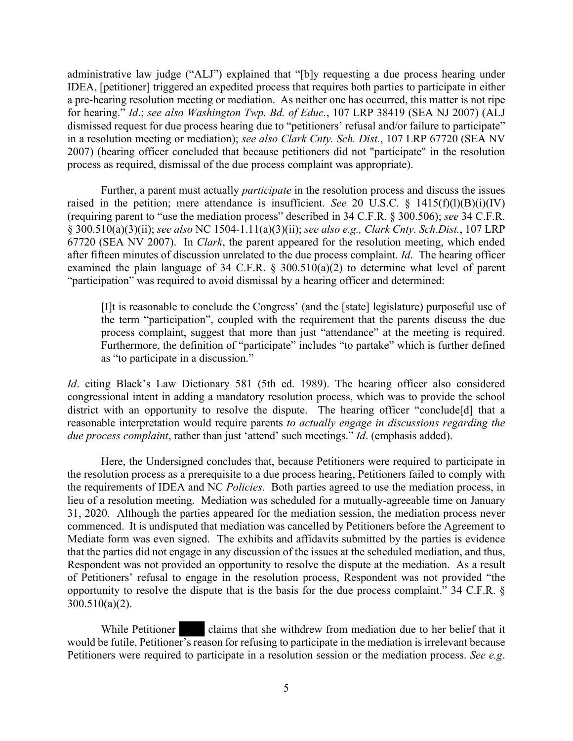administrative law judge ("ALJ") explained that "[b]y requesting a due process hearing under IDEA, [petitioner] triggered an expedited process that requires both parties to participate in either a pre-hearing resolution meeting or mediation. As neither one has occurred, this matter is not ripe for hearing." *Id*.; *see also Washington Twp. Bd. of Educ.*, 107 LRP 38419 (SEA NJ 2007) (ALJ dismissed request for due process hearing due to "petitioners' refusal and/or failure to participate" in a resolution meeting or mediation); *see also Clark Cnty. Sch. Dist.*, 107 LRP 67720 (SEA NV 2007) (hearing officer concluded that because petitioners did not "participate" in the resolution process as required, dismissal of the due process complaint was appropriate).

Further, a parent must actually *participate* in the resolution process and discuss the issues raised in the petition; mere attendance is insufficient. *See* 20 U.S.C. § 1415(f)(l)(B)(i)(IV) (requiring parent to "use the mediation process" described in 34 C.F.R. § 300.506); *see* 34 C.F.R. § 300.510(a)(3)(ii); *see also* NC 1504-1.11(a)(3)(ii); *see also e.g., Clark Cnty. Sch.Dist.*, 107 LRP 67720 (SEA NV 2007). In *Clark*, the parent appeared for the resolution meeting, which ended after fifteen minutes of discussion unrelated to the due process complaint. *Id*. The hearing officer examined the plain language of 34 C.F.R. § 300.510(a)(2) to determine what level of parent "participation" was required to avoid dismissal by a hearing officer and determined:

> [I]t is reasonable to conclude the Congress' (and the [state] legislature) purposeful use of the term "participation", coupled with the requirement that the parents discuss the due process complaint, suggest that more than just "attendance" at the meeting is required. Furthermore, the definition of "participate" includes "to partake" which is further defined as "to participate in a discussion."

*Id*. citing Black's Law Dictionary 581 (5th ed. 1989). The hearing officer also considered congressional intent in adding a mandatory resolution process, which was to provide the school district with an opportunity to resolve the dispute. The hearing officer "conclude[d] that a reasonable interpretation would require parents *to actually engage in discussions regarding the due process complaint*, rather than just 'attend' such meetings." *Id*. (emphasis added).

Here, the Undersigned concludes that, because Petitioners were required to participate in the resolution process as a prerequisite to a due process hearing, Petitioners failed to comply with the requirements of IDEA and NC *Policies*. Both parties agreed to use the mediation process, in lieu of a resolution meeting. Mediation was scheduled for a mutually-agreeable time on January 31, 2020. Although the parties appeared for the mediation session, the mediation process never commenced. It is undisputed that mediation was cancelled by Petitioners before the Agreement to Mediate form was even signed. The exhibits and affidavits submitted by the parties is evidence that the parties did not engage in any discussion of the issues at the scheduled mediation, and thus, Respondent was not provided an opportunity to resolve the dispute at the mediation. As a result of Petitioners' refusal to engage in the resolution process, Respondent was not provided "the opportunity to resolve the dispute that is the basis for the due process complaint." 34 C.F.R. § 300.510(a)(2).

While Petitioner ████ claims that she withdrew from mediation due to her belief that it would be futile, Petitioner's reason for refusing to participate in the mediation is irrelevant because Petitioners were required to participate in a resolution session or the mediation process. *See e.g*.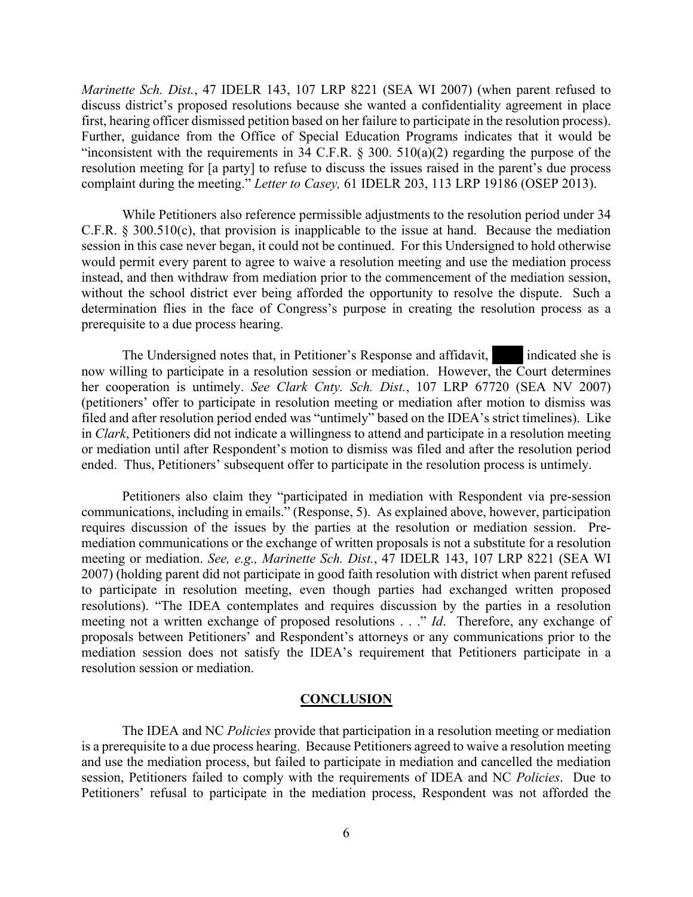*Marinette Sch. Dist.*, 47 IDELR 143, 107 LRP 8221 (SEA WI 2007) (when parent refused to discuss district's proposed resolutions because she wanted a confidentiality agreement in place first, hearing officer dismissed petition based on her failure to participate in the resolution process). Further, guidance from the Office of Special Education Programs indicates that it would be "inconsistent with the requirements in 34 C.F.R. § 300. 510(a)(2) regarding the purpose of the resolution meeting for [a party] to refuse to discuss the issues raised in the parent's due process complaint during the meeting." *Letter to Casey,* 61 IDELR 203, 113 LRP 19186 (OSEP 2013).

While Petitioners also reference permissible adjustments to the resolution period under 34 C.F.R. § 300.510(c), that provision is inapplicable to the issue at hand. Because the mediation session in this case never began, it could not be continued. For this Undersigned to hold otherwise would permit every parent to agree to waive a resolution meeting and use the mediation process instead, and then withdraw from mediation prior to the commencement of the mediation session, without the school district ever being afforded the opportunity to resolve the dispute. Such a determination flies in the face of Congress's purpose in creating the resolution process as a prerequisite to a due process hearing.

The Undersigned notes that, in Petitioner's Response and affidavit, ████ indicated she is now willing to participate in a resolution session or mediation. However, the Court determines her cooperation is untimely. *See Clark Cnty. Sch. Dist.*, 107 LRP 67720 (SEA NV 2007) (petitioners' offer to participate in resolution meeting or mediation after motion to dismiss was filed and after resolution period ended was "untimely" based on the IDEA's strict timelines). Like in *Clark*, Petitioners did not indicate a willingness to attend and participate in a resolution meeting or mediation until after Respondent's motion to dismiss was filed and after the resolution period ended. Thus, Petitioners' subsequent offer to participate in the resolution process is untimely.

Petitioners also claim they "participated in mediation with Respondent via pre-session communications, including in emails." (Response, 5). As explained above, however, participation requires discussion of the issues by the parties at the resolution or mediation session. Pre-mediation communications or the exchange of written proposals is not a substitute for a resolution meeting or mediation. *See, e.g., Marinette Sch. Dist.*, 47 IDELR 143, 107 LRP 8221 (SEA WI 2007) (holding parent did not participate in good faith resolution with district when parent refused to participate in resolution meeting, even though parties had exchanged written proposed resolutions). "The IDEA contemplates and requires discussion by the parties in a resolution meeting not a written exchange of proposed resolutions . . ." *Id*. Therefore, any exchange of proposals between Petitioners' and Respondent's attorneys or any communications prior to the mediation session does not satisfy the IDEA's requirement that Petitioners participate in a resolution session or mediation.

## CONCLUSION

The IDEA and NC *Policies* provide that participation in a resolution meeting or mediation is a prerequisite to a due process hearing. Because Petitioners agreed to waive a resolution meeting and use the mediation process, but failed to participate in mediation and cancelled the mediation session, Petitioners failed to comply with the requirements of IDEA and NC *Policies*. Due to Petitioners' refusal to participate in the mediation process, Respondent was not afforded the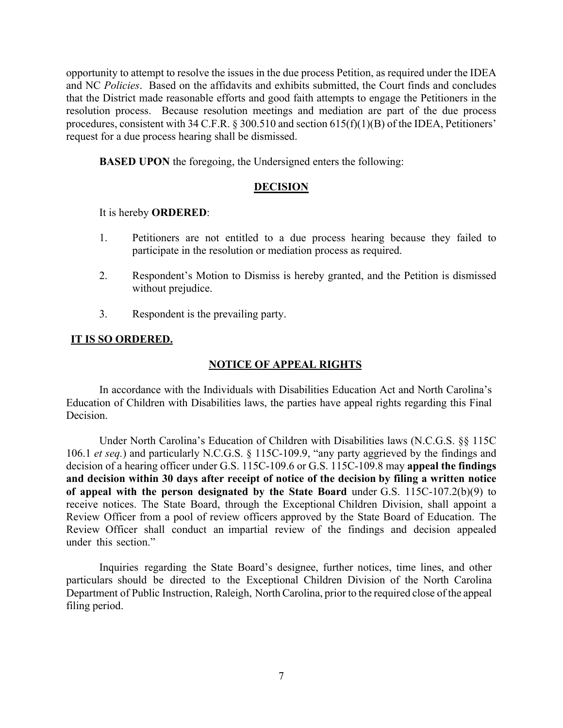opportunity to attempt to resolve the issues in the due process Petition, as required under the IDEA and NC *Policies*. Based on the affidavits and exhibits submitted, the Court finds and concludes that the District made reasonable efforts and good faith attempts to engage the Petitioners in the resolution process. Because resolution meetings and mediation are part of the due process procedures, consistent with 34 C.F.R. § 300.510 and section 615(f)(1)(B) of the IDEA, Petitioners' request for a due process hearing shall be dismissed.

**BASED UPON** the foregoing, the Undersigned enters the following:

## **DECISION**

It is hereby **ORDERED**:

1. Petitioners are not entitled to a due process hearing because they failed to participate in the resolution or mediation process as required.

2. Respondent's Motion to Dismiss is hereby granted, and the Petition is dismissed without prejudice.

3. Respondent is the prevailing party.

**IT IS SO ORDERED.**

## **NOTICE OF APPEAL RIGHTS**

In accordance with the Individuals with Disabilities Education Act and North Carolina's Education of Children with Disabilities laws, the parties have appeal rights regarding this Final Decision.

Under North Carolina's Education of Children with Disabilities laws (N.C.G.S. §§ 115C 106.1 *et seq.*) and particularly N.C.G.S. § 115C-109.9, "any party aggrieved by the findings and decision of a hearing officer under G.S. 115C-109.6 or G.S. 115C-109.8 may **appeal the findings and decision within 30 days after receipt of notice of the decision by filing a written notice of appeal with the person designated by the State Board** under G.S. 115C-107.2(b)(9) to receive notices. The State Board, through the Exceptional Children Division, shall appoint a Review Officer from a pool of review officers approved by the State Board of Education. The Review Officer shall conduct an impartial review of the findings and decision appealed under this section."

Inquiries regarding the State Board's designee, further notices, time lines, and other particulars should be directed to the Exceptional Children Division of the North Carolina Department of Public Instruction, Raleigh, North Carolina, prior to the required close of the appeal filing period.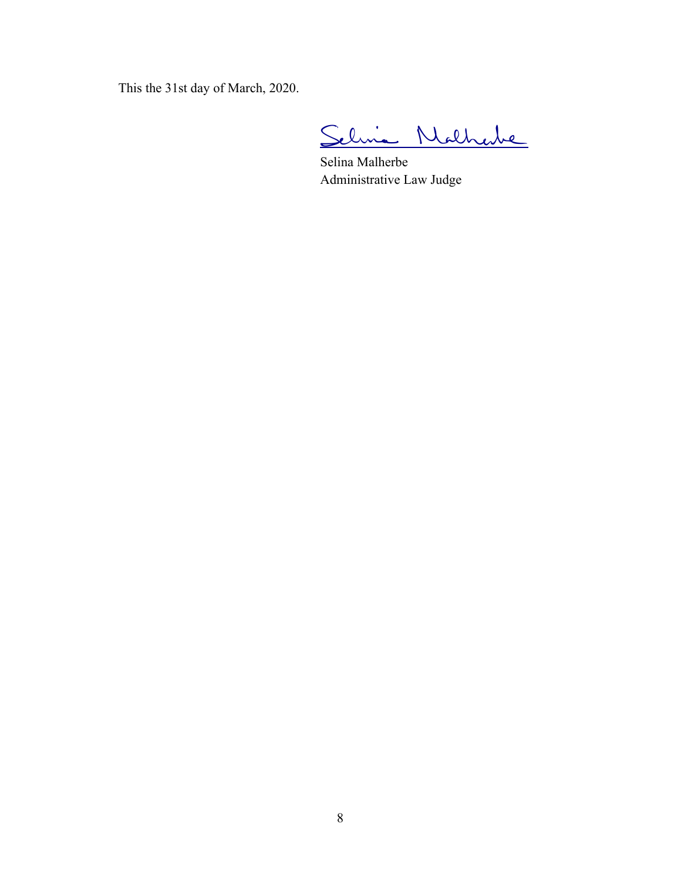This the 31st day of March, 2020.

Selina Malherbe

Selina Malherbe
Administrative Law Judge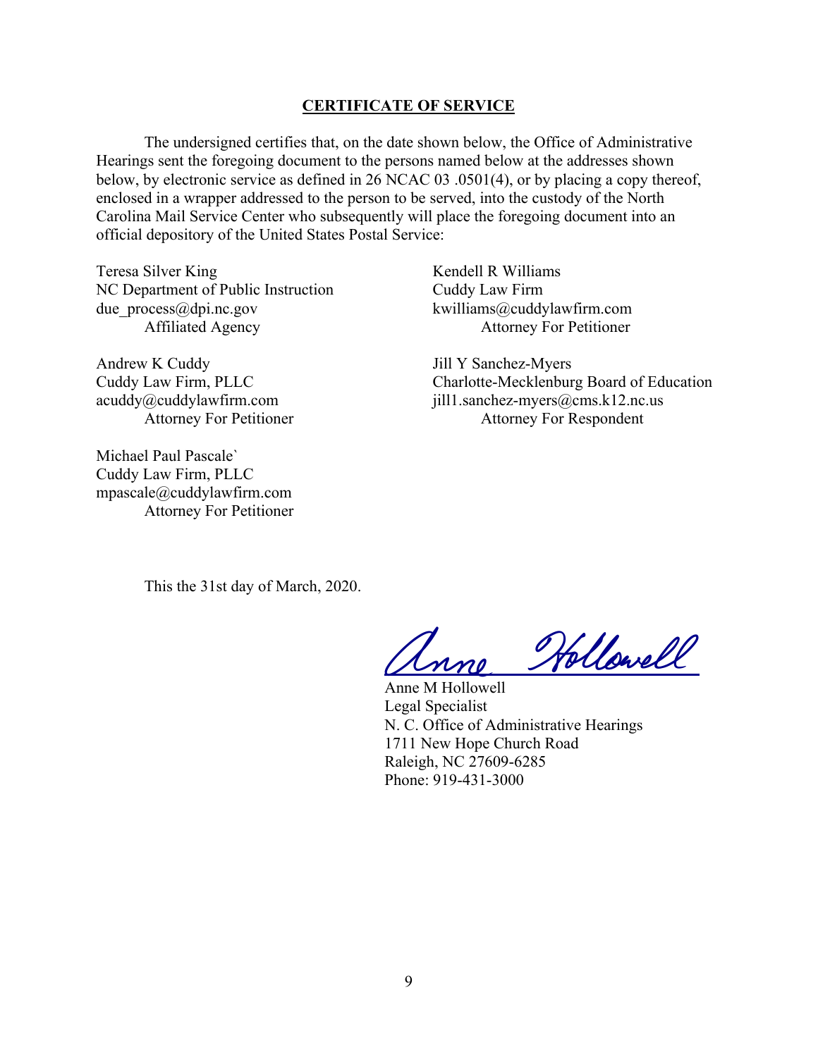**CERTIFICATE OF SERVICE**

The undersigned certifies that, on the date shown below, the Office of Administrative Hearings sent the foregoing document to the persons named below at the addresses shown below, by electronic service as defined in 26 NCAC 03 .0501(4), or by placing a copy thereof, enclosed in a wrapper addressed to the person to be served, into the custody of the North Carolina Mail Service Center who subsequently will place the foregoing document into an official depository of the United States Postal Service:

Teresa Silver King
NC Department of Public Instruction
due_process@dpi.nc.gov
Affiliated Agency

Andrew K Cuddy
Cuddy Law Firm, PLLC
acuddy@cuddylawfirm.com
Attorney For Petitioner

Michael Paul Pascale`
Cuddy Law Firm, PLLC
mpascale@cuddylawfirm.com
Attorney For Petitioner

Kendell R Williams
Cuddy Law Firm
kwilliams@cuddylawfirm.com
Attorney For Petitioner

Jill Y Sanchez-Myers
Charlotte-Mecklenburg Board of Education
jill1.sanchez-myers@cms.k12.nc.us
Attorney For Respondent

This the 31st day of March, 2020.

Anne Hollowell

Anne M Hollowell
Legal Specialist
N. C. Office of Administrative Hearings
1711 New Hope Church Road
Raleigh, NC 27609-6285
Phone: 919-431-3000